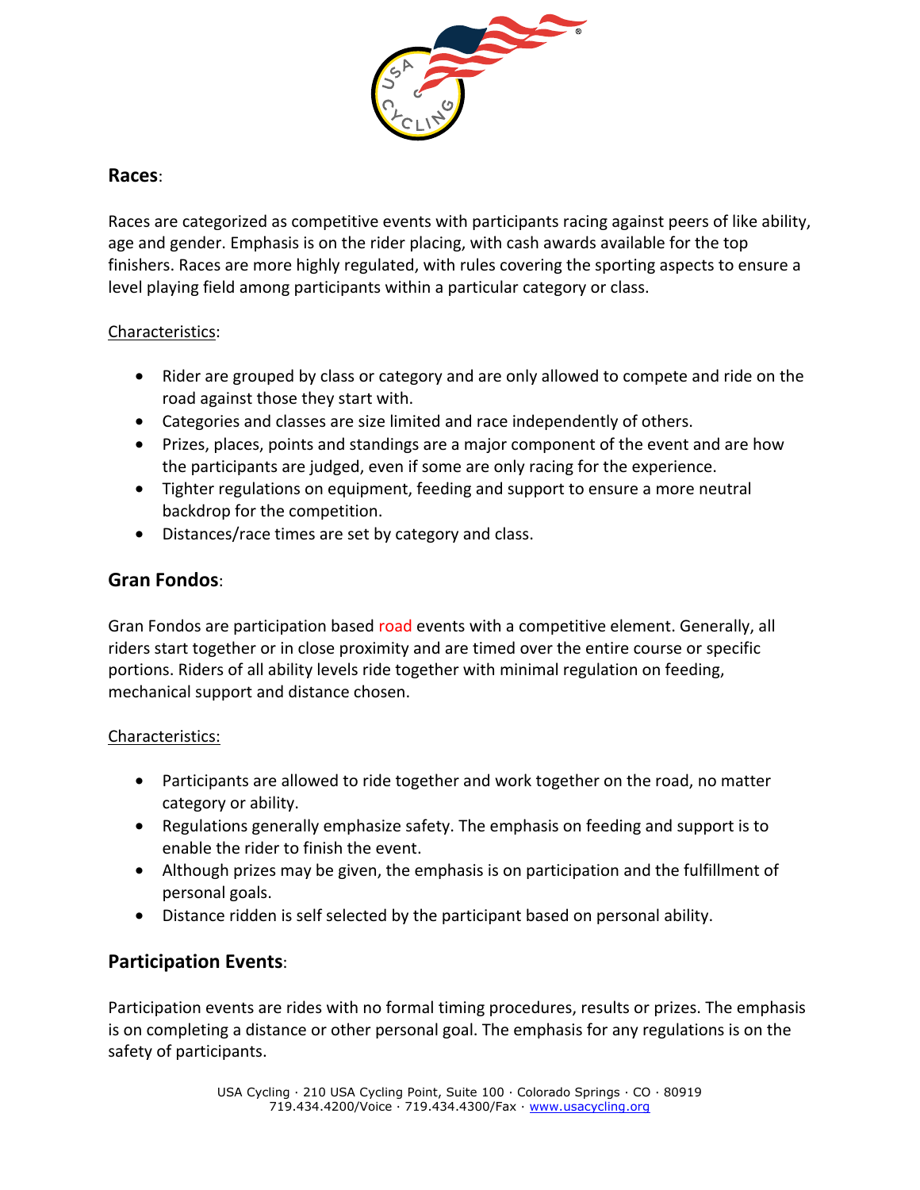## Races:

Races are categorized as competitive events with participants racing against peers of like ability, age and gender. Emphasis is on the rider placing, with cash awards available for the top finishers. Races are more highly regulated, with rules covering the sporting aspects to ensure a level playing field among participants within a particular category or class.

Characteristics:

- Rider are grouped by class or category and are only allowed to compete and ride on the road against those they start with.
- Categories and classes are size limited and race independently of others.
- Prizes, places, points and standings are a major component of the event and are how the participants are judged, even if some are only racing for the experience.
- Tighter regulations on equipment, feeding and support to ensure a more neutral backdrop for the competition.
- Distances/race times are set by category and class.

## Gran Fondos:

Gran Fondos are participation based road events with a competitive element. Generally, all riders start together or in close proximity and are timed over the entire course or specific portions. Riders of all ability levels ride together with minimal regulation on feeding, mechanical support and distance chosen.

Characteristics:

- Participants are allowed to ride together and work together on the road, no matter category or ability.
- Regulations generally emphasize safety. The emphasis on feeding and support is to enable the rider to finish the event.
- Although prizes may be given, the emphasis is on participation and the fulfillment of personal goals.
- Distance ridden is self selected by the participant based on personal ability.

## Participation Events:

Participation events are rides with no formal timing procedures, results or prizes. The emphasis is on completing a distance or other personal goal. The emphasis for any regulations is on the safety of participants.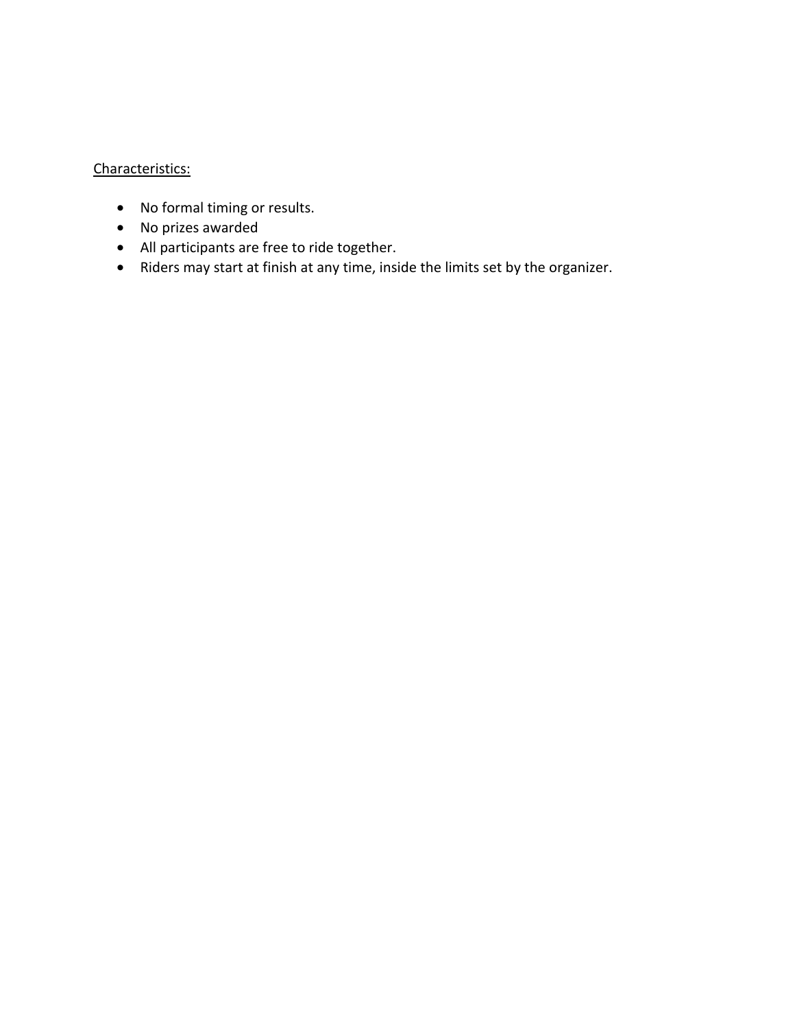Characteristics:

- No formal timing or results.
- No prizes awarded
- All participants are free to ride together.
- Riders may start at finish at any time, inside the limits set by the organizer.